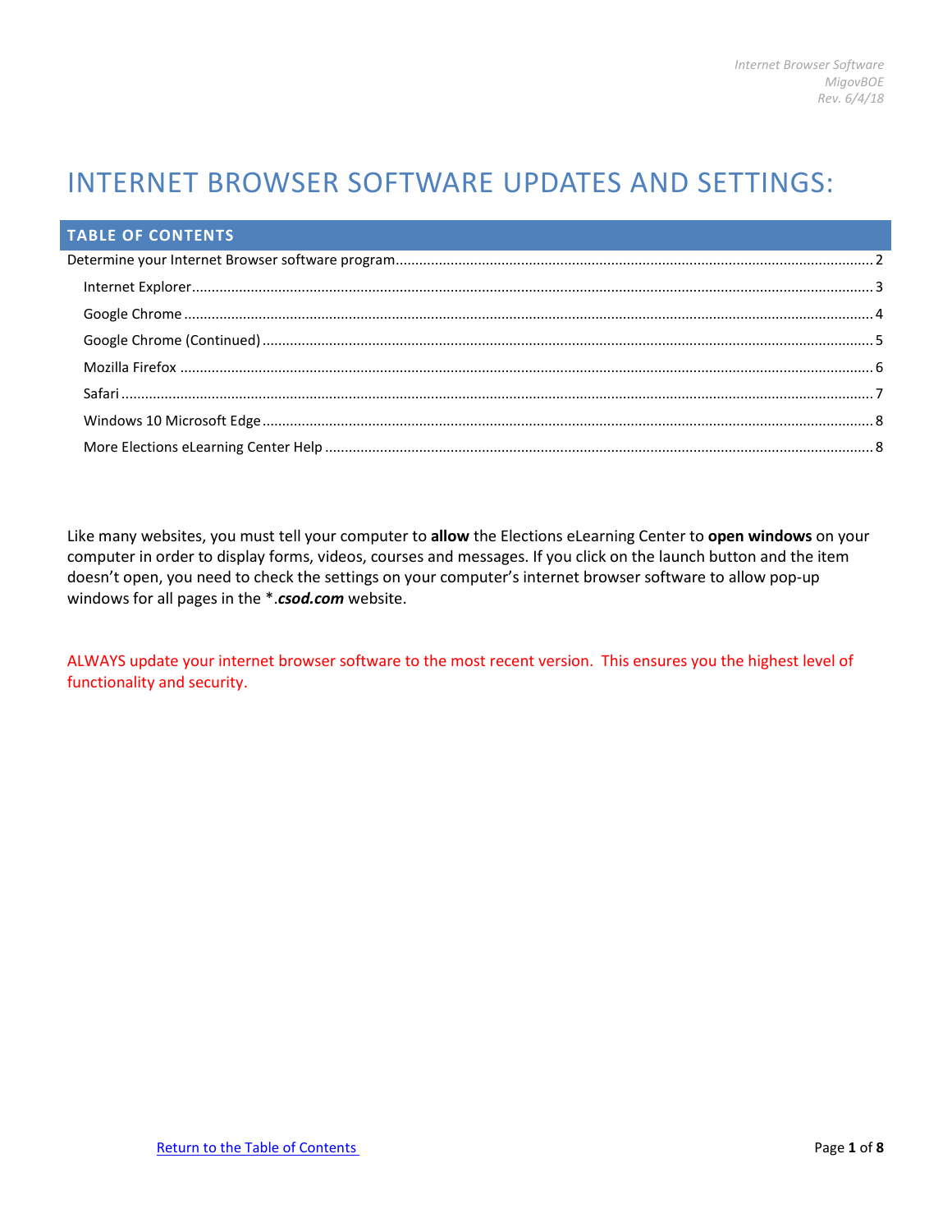# INTERNET BROWSER SOFTWARE UPDATES AND SETTINGS:

## TABLE OF CONTENTS

Determine your Internet Browser software program ........ 2
- Internet Explorer ........ 3
- Google Chrome ........ 4
- Google Chrome (Continued) ........ 5
- Mozilla Firefox ........ 6
- Safari ........ 7
- Windows 10 Microsoft Edge ........ 8
- More Elections eLearning Center Help ........ 8

Like many websites, you must tell your computer to **allow** the Elections eLearning Center to **open windows** on your computer in order to display forms, videos, courses and messages. If you click on the launch button and the item doesn't open, you need to check the settings on your computer's internet browser software to allow pop-up windows for all pages in the *.***csod.com*** website.

ALWAYS update your internet browser software to the most recent version. This ensures you the highest level of functionality and security.

Return to the Table of Contents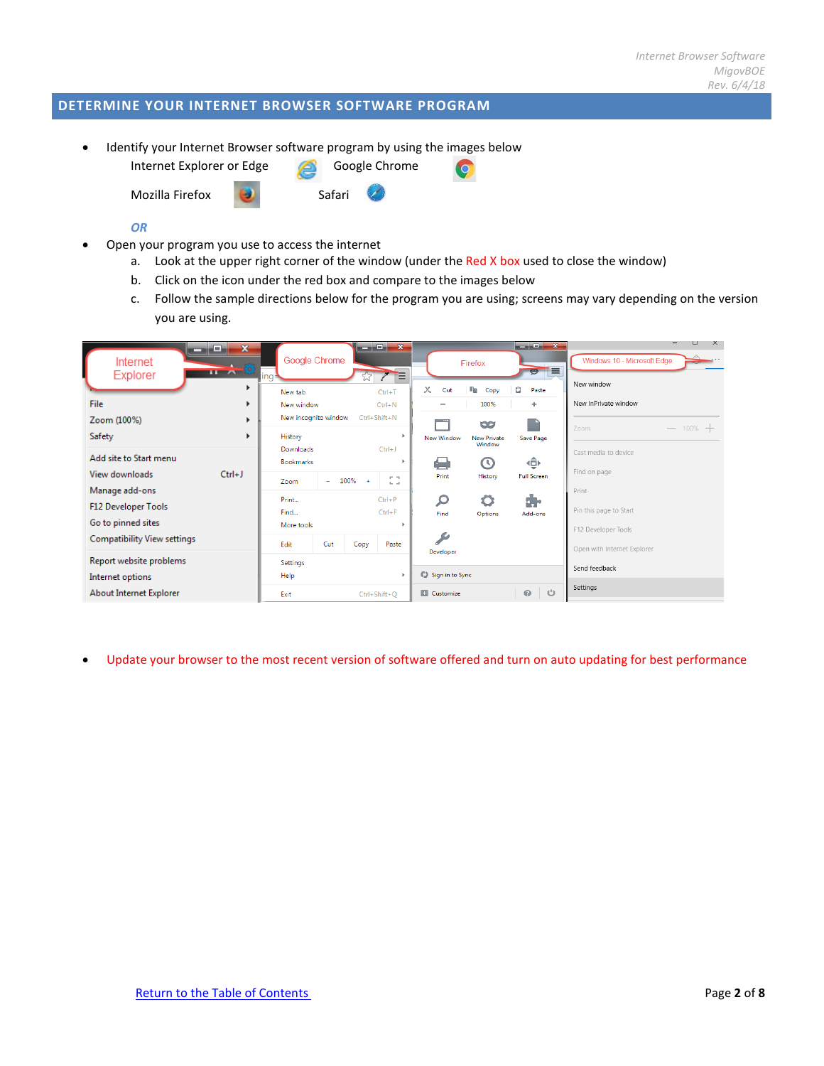## DETERMINE YOUR INTERNET BROWSER SOFTWARE PROGRAM

- Identify your Internet Browser software program by using the images below

  Internet Explorer or Edge    Google Chrome

  Mozilla Firefox    Safari

  ***OR***

- Open your program you use to access the internet
  a. Look at the upper right corner of the window (under the Red X box used to close the window)
  b. Click on the icon under the red box and compare to the images below
  c. Follow the sample directions below for the program you are using; screens may vary depending on the version you are using.

- Update your browser to the most recent version of software offered and turn on auto updating for best performance

[Return to the Table of Contents](#)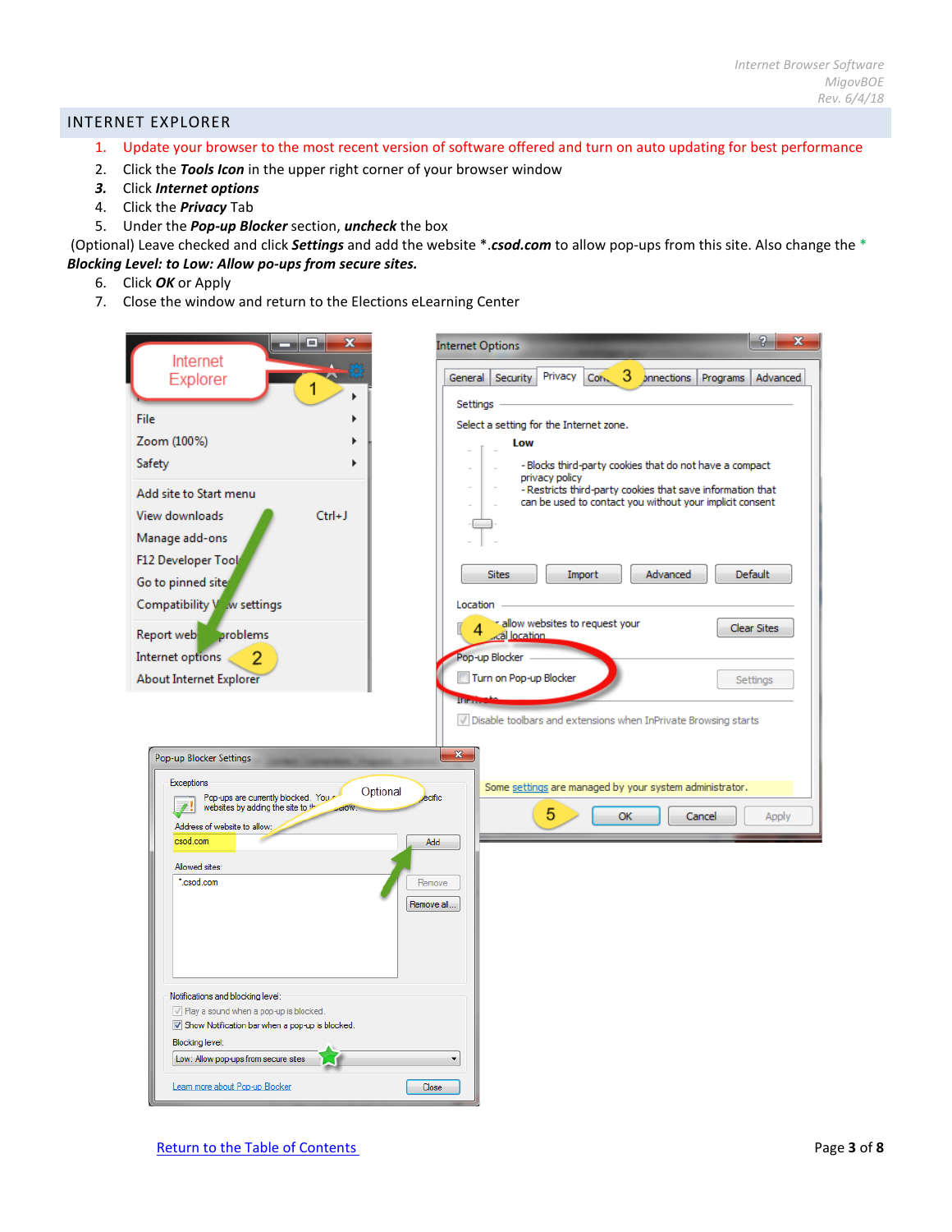## INTERNET EXPLORER

1. Update your browser to the most recent version of software offered and turn on auto updating for best performance
2. Click the ***Tools Icon*** in the upper right corner of your browser window
3. Click ***Internet options***
4. Click the ***Privacy*** Tab
5. Under the ***Pop-up Blocker*** section, ***uncheck*** the box

(Optional) Leave checked and click ***Settings*** and add the website *.***csod.com*** to allow pop-ups from this site. Also change the * ***Blocking Level: to Low: Allow po-ups from secure sites.***

6. Click ***OK*** or Apply
7. Close the window and return to the Elections eLearning Center

Return to the Table of Contents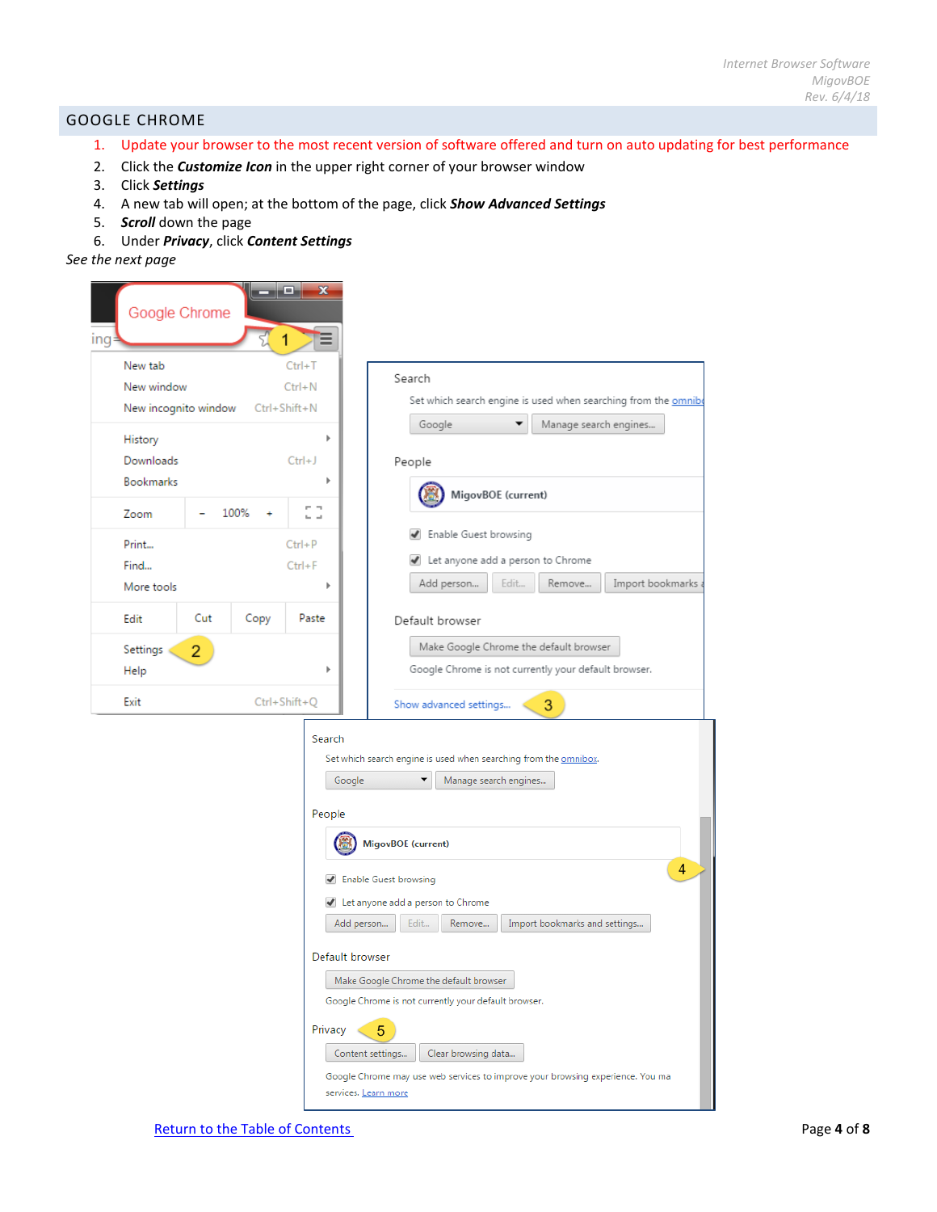## GOOGLE CHROME

1. Update your browser to the most recent version of software offered and turn on auto updating for best performance
2. Click the ***Customize Icon*** in the upper right corner of your browser window
3. Click ***Settings***
4. A new tab will open; at the bottom of the page, click ***Show Advanced Settings***
5. ***Scroll*** down the page
6. Under ***Privacy***, click ***Content Settings***

*See the next page*

[Return to the Table of Contents](#)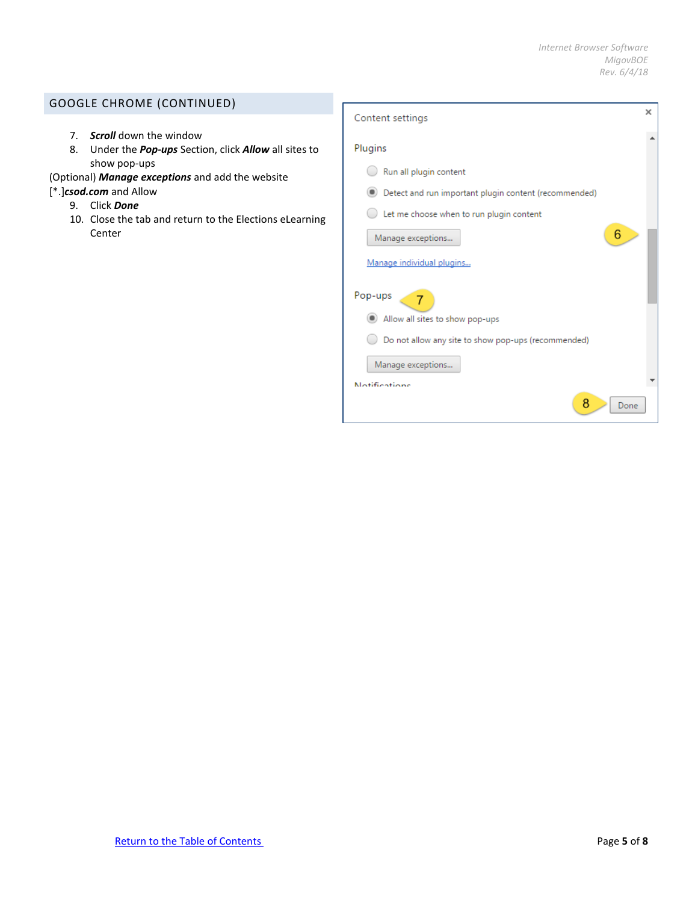## GOOGLE CHROME (CONTINUED)

7. ***Scroll*** down the window
8. Under the ***Pop-ups*** Section, click ***Allow*** all sites to show pop-ups

(Optional) ***Manage exceptions*** and add the website [*.]***csod.com*** and Allow

9. Click ***Done***
10. Close the tab and return to the Elections eLearning Center

Return to the Table of Contents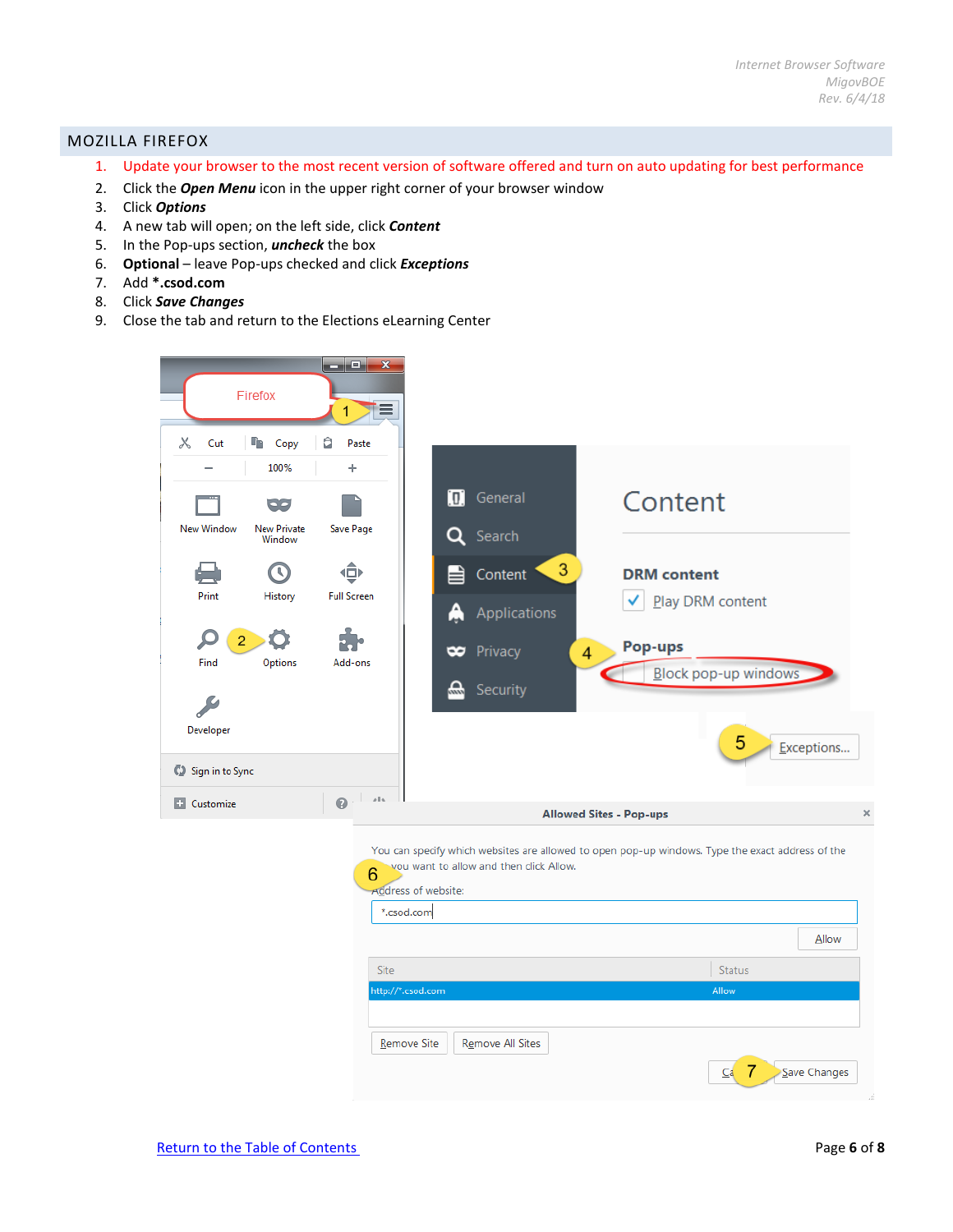## MOZILLA FIREFOX

1. Update your browser to the most recent version of software offered and turn on auto updating for best performance
2. Click the ***Open Menu*** icon in the upper right corner of your browser window
3. Click ***Options***
4. A new tab will open; on the left side, click ***Content***
5. In the Pop-ups section, ***uncheck*** the box
6. **Optional** – leave Pop-ups checked and click ***Exceptions***
7. Add **\*.csod.com**
8. Click ***Save Changes***
9. Close the tab and return to the Elections eLearning Center

[Return to the Table of Contents](#)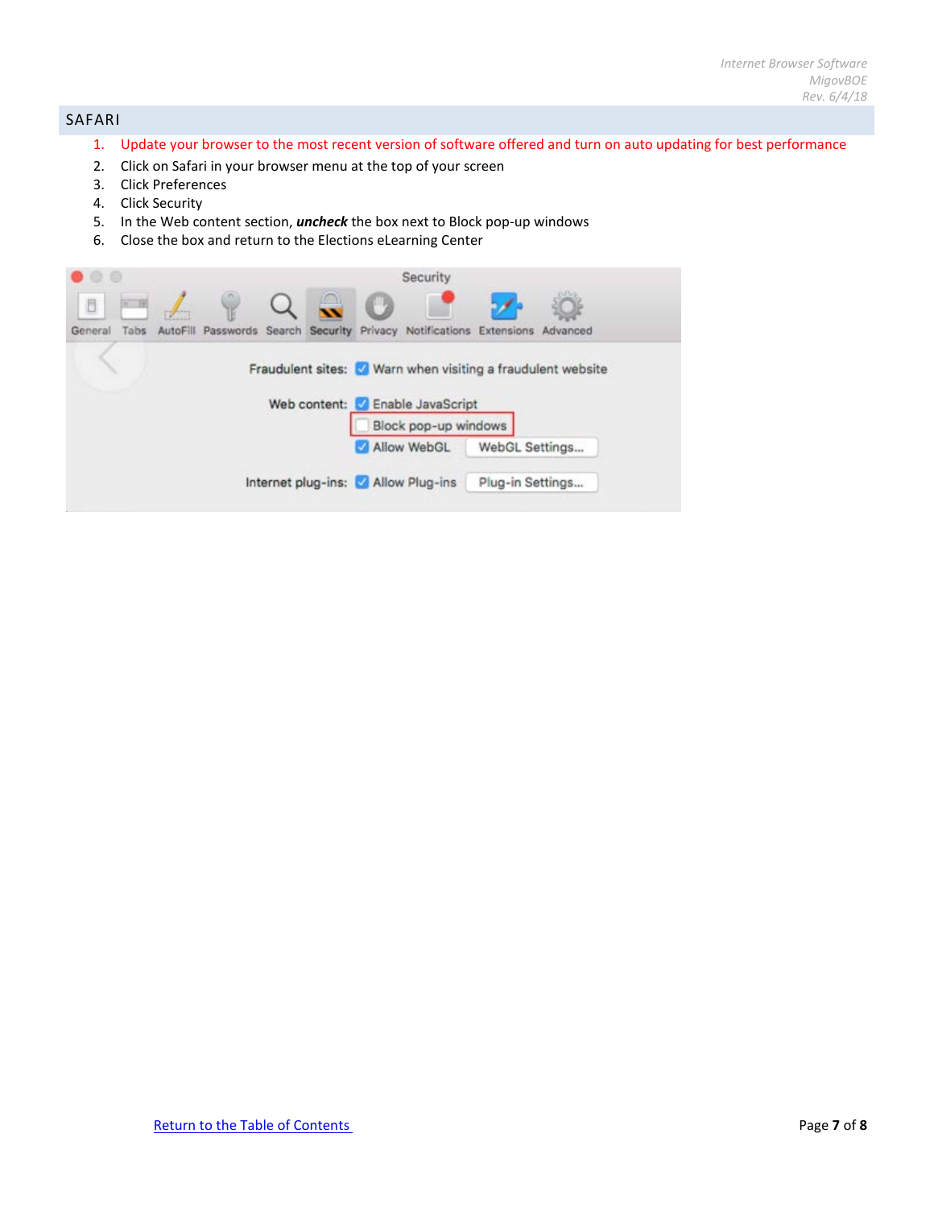## SAFARI

1. Update your browser to the most recent version of software offered and turn on auto updating for best performance
2. Click on Safari in your browser menu at the top of your screen
3. Click Preferences
4. Click Security
5. In the Web content section, ***uncheck*** the box next to Block pop-up windows
6. Close the box and return to the Elections eLearning Center

[Return to the Table of Contents](#)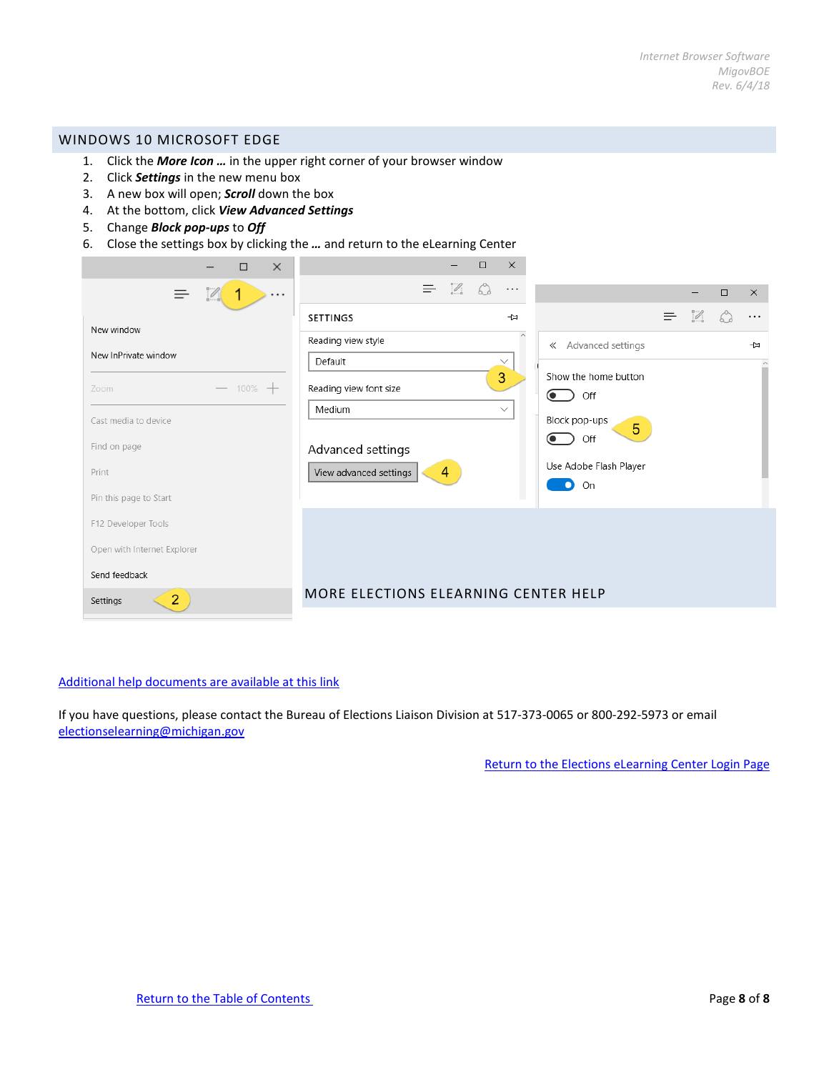## WINDOWS 10 MICROSOFT EDGE

1. Click the ***More Icon …*** in the upper right corner of your browser window
2. Click ***Settings*** in the new menu box
3. A new box will open; ***Scroll*** down the box
4. At the bottom, click ***View Advanced Settings***
5. Change ***Block pop-ups*** to ***Off***
6. Close the settings box by clicking the **…** and return to the eLearning Center

## MORE ELECTIONS ELEARNING CENTER HELP

[Additional help documents are available at this link]

If you have questions, please contact the Bureau of Elections Liaison Division at 517-373-0065 or 800-292-5973 or email electionselearning@michigan.gov

[Return to the Elections eLearning Center Login Page]

[Return to the Table of Contents]